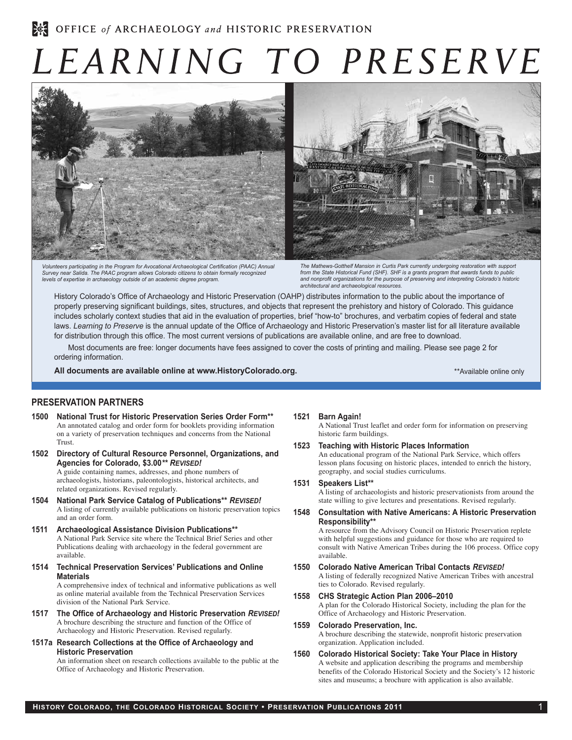OFFICE *of* ARCHAEOLOGY *and* HISTORIC PRESERVATION

# *LEARNING TO PRESERVE*

*Volunteers participating in the Program for Avocational Archaeological Certification (PAAC) Annual Survey near Salida. The PAAC program allows Colorado citizens to obtain formally recognized levels of expertise in archaeology outside of an academic degree program.*

*The Mathews-Gotthelf Mansion in Curtis Park currently undergoing restoration with support from the State Historical Fund (SHF). SHF is a grants program that awards funds to public and nonprofit organizations for the purpose of preserving and interpreting Colorado's historic architectural and archaeological resources.*

History Colorado's Office of Archaeology and Historic Preservation (OAHP) distributes information to the public about the importance of properly preserving significant buildings, sites, structures, and objects that represent the prehistory and history of Colorado. This guidance includes scholarly context studies that aid in the evaluation of properties, brief "how-to" brochures, and verbatim copies of federal and state laws. *Learning to Preserve* is the annual update of the Office of Archaeology and Historic Preservation's master list for all literature available for distribution through this office. The most current versions of publications are available online, and are free to download.

Most documents are free: longer documents have fees assigned to cover the costs of printing and mailing. Please see page 2 for ordering information.

**All documents are available online at www.HistoryColorado.org.**

**Available online only

## PRESERVATION PARTNERS

**1500 National Trust for Historic Preservation Series Order Form****
An annotated catalog and order form for booklets providing information on a variety of preservation techniques and concerns from the National Trust.

**1502 Directory of Cultural Resource Personnel, Organizations, and Agencies for Colorado, $3.00** *REVISED!***
A guide containing names, addresses, and phone numbers of archaeologists, historians, paleontologists, historical architects, and related organizations. Revised regularly.

**1504 National Park Service Catalog of Publications** *REVISED!***
A listing of currently available publications on historic preservation topics and an order form.

**1511 Archaeological Assistance Division Publications****
A National Park Service site where the Technical Brief Series and other Publications dealing with archaeology in the federal government are available.

**1514 Technical Preservation Services' Publications and Online Materials**
A comprehensive index of technical and informative publications as well as online material available from the Technical Preservation Services division of the National Park Service.

**1517 The Office of Archaeology and Historic Preservation *REVISED!***
A brochure describing the structure and function of the Office of Archaeology and Historic Preservation. Revised regularly.

**1517a Research Collections at the Office of Archaeology and Historic Preservation**
An information sheet on research collections available to the public at the Office of Archaeology and Historic Preservation.

**1521 Barn Again!**
A National Trust leaflet and order form for information on preserving historic farm buildings.

**1523 Teaching with Historic Places Information**
An educational program of the National Park Service, which offers lesson plans focusing on historic places, intended to enrich the history, geography, and social studies curriculums.

**1531 Speakers List****
A listing of archaeologists and historic preservationists from around the state willing to give lectures and presentations. Revised regularly.

**1548 Consultation with Native Americans: A Historic Preservation Responsibility****
A resource from the Advisory Council on Historic Preservation replete with helpful suggestions and guidance for those who are required to consult with Native American Tribes during the 106 process. Office copy available.

**1550 Colorado Native American Tribal Contacts *REVISED!***
A listing of federally recognized Native American Tribes with ancestral ties to Colorado. Revised regularly.

**1558 CHS Strategic Action Plan 2006–2010**
A plan for the Colorado Historical Society, including the plan for the Office of Archaeology and Historic Preservation.

**1559 Colorado Preservation, Inc.**
A brochure describing the statewide, nonprofit historic preservation organization. Application included.

**1560 Colorado Historical Society: Take Your Place in History**
A website and application describing the programs and membership benefits of the Colorado Historical Society and the Society's 12 historic sites and museums; a brochure with application is also available.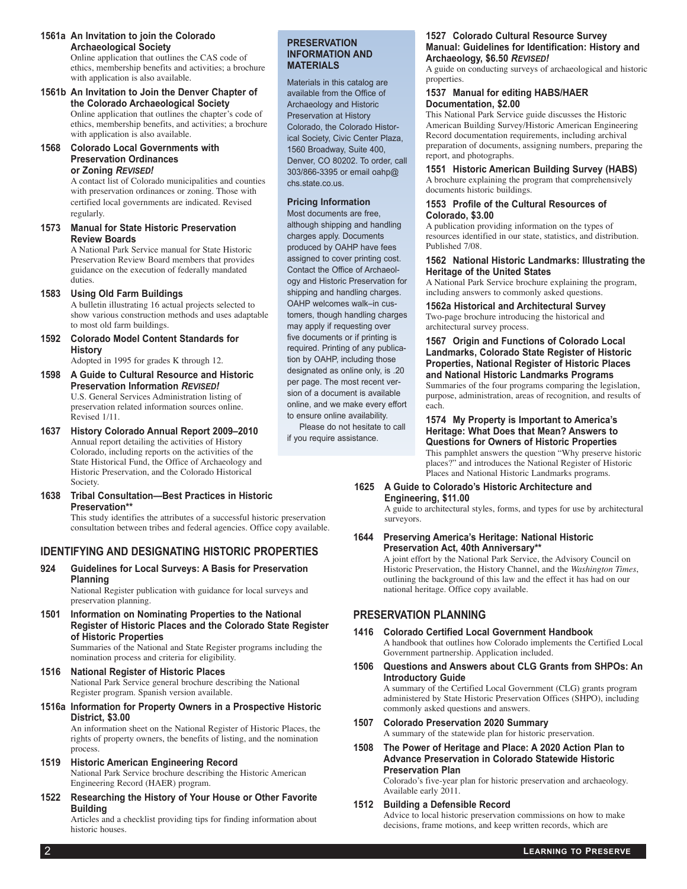**1561a An Invitation to join the Colorado Archaeological Society**

Online application that outlines the CAS code of ethics, membership benefits and activities; a brochure with application is also available.

**1561b An Invitation to Join the Denver Chapter of the Colorado Archaeological Society**

Online application that outlines the chapter's code of ethics, membership benefits, and activities; a brochure with application is also available.

**1568 Colorado Local Governments with Preservation Ordinances or Zoning *REVISED!***

A contact list of Colorado municipalities and counties with preservation ordinances or zoning. Those with certified local governments are indicated. Revised regularly.

**1573 Manual for State Historic Preservation Review Boards**

A National Park Service manual for State Historic Preservation Review Board members that provides guidance on the execution of federally mandated duties.

**1583 Using Old Farm Buildings**

A bulletin illustrating 16 actual projects selected to show various construction methods and uses adaptable to most old farm buildings.

**1592 Colorado Model Content Standards for History**

Adopted in 1995 for grades K through 12.

**1598 A Guide to Cultural Resource and Historic Preservation Information *REVISED!***

U.S. General Services Administration listing of preservation related information sources online. Revised 1/11.

**1637 History Colorado Annual Report 2009–2010**

Annual report detailing the activities of History Colorado, including reports on the activities of the State Historical Fund, the Office of Archaeology and Historic Preservation, and the Colorado Historical Society.

**1638 Tribal Consultation—Best Practices in Historic Preservation\*\***

This study identifies the attributes of a successful historic preservation consultation between tribes and federal agencies. Office copy available.

## IDENTIFYING AND DESIGNATING HISTORIC PROPERTIES

**924 Guidelines for Local Surveys: A Basis for Preservation Planning**

National Register publication with guidance for local surveys and preservation planning.

**1501 Information on Nominating Properties to the National Register of Historic Places and the Colorado State Register of Historic Properties**

Summaries of the National and State Register programs including the nomination process and criteria for eligibility.

**1516 National Register of Historic Places**

National Park Service general brochure describing the National Register program. Spanish version available.

**1516a Information for Property Owners in a Prospective Historic District, $3.00**

An information sheet on the National Register of Historic Places, the rights of property owners, the benefits of listing, and the nomination process.

**1519 Historic American Engineering Record**

National Park Service brochure describing the Historic American Engineering Record (HAER) program.

**1522 Researching the History of Your House or Other Favorite Building**

Articles and a checklist providing tips for finding information about historic houses.

### PRESERVATION INFORMATION AND MATERIALS

Materials in this catalog are available from the Office of Archaeology and Historic Preservation at History Colorado, the Colorado Historical Society, Civic Center Plaza, 1560 Broadway, Suite 400, Denver, CO 80202. To order, call 303/866-3395 or email oahp@chs.state.co.us.

**Pricing Information**

Most documents are free, although shipping and handling charges apply. Documents produced by OAHP have fees assigned to cover printing cost. Contact the Office of Archaeology and Historic Preservation for shipping and handling charges. OAHP welcomes walk–in customers, though handling charges may apply if requesting over five documents or if printing is required. Printing of any publication by OAHP, including those designated as online only, is .20 per page. The most recent version of a document is available online, and we make every effort to ensure online availability.

Please do not hesitate to call if you require assistance.

**1527 Colorado Cultural Resource Survey Manual: Guidelines for Identification: History and Archaeology, $6.50 *REVISED!***

A guide on conducting surveys of archaeological and historic properties.

**1537 Manual for editing HABS/HAER Documentation, $2.00**

This National Park Service guide discusses the Historic American Building Survey/Historic American Engineering Record documentation requirements, including archival preparation of documents, assigning numbers, preparing the report, and photographs.

**1551 Historic American Building Survey (HABS)**

A brochure explaining the program that comprehensively documents historic buildings.

**1553 Profile of the Cultural Resources of Colorado, $3.00**

A publication providing information on the types of resources identified in our state, statistics, and distribution. Published 7/08.

**1562 National Historic Landmarks: Illustrating the Heritage of the United States**

A National Park Service brochure explaining the program, including answers to commonly asked questions.

**1562a Historical and Architectural Survey**

Two-page brochure introducing the historical and architectural survey process.

**1567 Origin and Functions of Colorado Local Landmarks, Colorado State Register of Historic Properties, National Register of Historic Places and National Historic Landmarks Programs**

Summaries of the four programs comparing the legislation, purpose, administration, areas of recognition, and results of each.

**1574 My Property is Important to America's Heritage: What Does that Mean? Answers to Questions for Owners of Historic Properties**

This pamphlet answers the question "Why preserve historic places?" and introduces the National Register of Historic Places and National Historic Landmarks programs.

**1625 A Guide to Colorado's Historic Architecture and Engineering, $11.00**

A guide to architectural styles, forms, and types for use by architectural surveyors.

**1644 Preserving America's Heritage: National Historic Preservation Act, 40th Anniversary\*\***

A joint effort by the National Park Service, the Advisory Council on Historic Preservation, the History Channel, and the *Washington Times*, outlining the background of this law and the effect it has had on our national heritage. Office copy available.

## PRESERVATION PLANNING

**1416 Colorado Certified Local Government Handbook**

A handbook that outlines how Colorado implements the Certified Local Government partnership. Application included.

**1506 Questions and Answers about CLG Grants from SHPOs: An Introductory Guide**

A summary of the Certified Local Government (CLG) grants program administered by State Historic Preservation Offices (SHPO), including commonly asked questions and answers.

**1507 Colorado Preservation 2020 Summary**

A summary of the statewide plan for historic preservation.

**1508 The Power of Heritage and Place: A 2020 Action Plan to Advance Preservation in Colorado Statewide Historic Preservation Plan**

Colorado's five-year plan for historic preservation and archaeology. Available early 2011.

**1512 Building a Defensible Record**

Advice to local historic preservation commissions on how to make decisions, frame motions, and keep written records, which are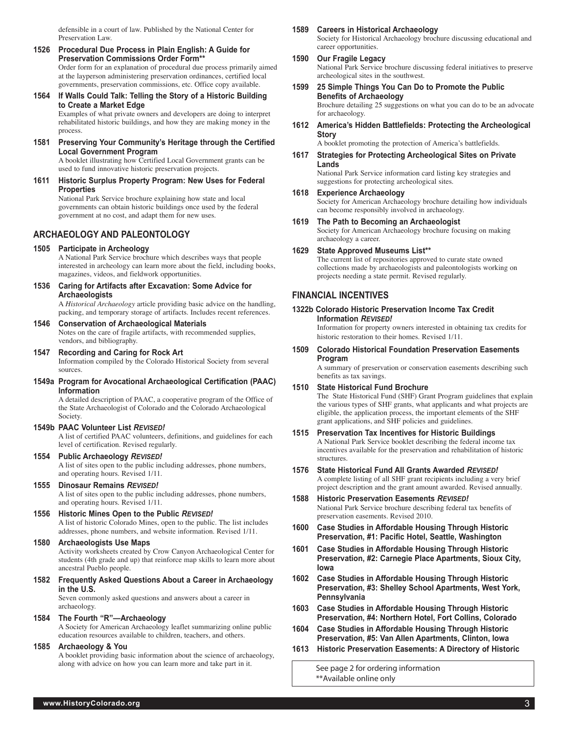defensible in a court of law. Published by the National Center for Preservation Law.

**1526 Procedural Due Process in Plain English: A Guide for Preservation Commissions Order Form****
Order form for an explanation of procedural due process primarily aimed at the layperson administering preservation ordinances, certified local governments, preservation commissions, etc. Office copy available.

**1564 If Walls Could Talk: Telling the Story of a Historic Building to Create a Market Edge**
Examples of what private owners and developers are doing to interpret rehabilitated historic buildings, and how they are making money in the process.

**1581 Preserving Your Community's Heritage through the Certified Local Government Program**
A booklet illustrating how Certified Local Government grants can be used to fund innovative historic preservation projects.

**1611 Historic Surplus Property Program: New Uses for Federal Properties**
National Park Service brochure explaining how state and local governments can obtain historic buildings once used by the federal government at no cost, and adapt them for new uses.

## ARCHAEOLOGY AND PALEONTOLOGY

**1505 Participate in Archeology**
A National Park Service brochure which describes ways that people interested in archeology can learn more about the field, including books, magazines, videos, and fieldwork opportunities.

**1536 Caring for Artifacts after Excavation: Some Advice for Archaeologists**
A *Historical Archaeology* article providing basic advice on the handling, packing, and temporary storage of artifacts. Includes recent references.

**1546 Conservation of Archaeological Materials**
Notes on the care of fragile artifacts, with recommended supplies, vendors, and bibliography.

**1547 Recording and Caring for Rock Art**
Information compiled by the Colorado Historical Society from several sources.

**1549a Program for Avocational Archaeological Certification (PAAC) Information**
A detailed description of PAAC, a cooperative program of the Office of the State Archaeologist of Colorado and the Colorado Archaeological Society.

**1549b PAAC Volunteer List *REVISED!***
A list of certified PAAC volunteers, definitions, and guidelines for each level of certification. Revised regularly.

**1554 Public Archaeology *REVISED!***
A list of sites open to the public including addresses, phone numbers, and operating hours. Revised 1/11.

**1555 Dinosaur Remains *REVISED!***
A list of sites open to the public including addresses, phone numbers, and operating hours. Revised 1/11.

**1556 Historic Mines Open to the Public *REVISED!***
A list of historic Colorado Mines, open to the public. The list includes addresses, phone numbers, and website information. Revised 1/11.

**1580 Archaeologists Use Maps**
Activity worksheets created by Crow Canyon Archaeological Center for students (4th grade and up) that reinforce map skills to learn more about ancestral Pueblo people.

**1582 Frequently Asked Questions About a Career in Archaeology in the U.S.**
Seven commonly asked questions and answers about a career in archaeology.

**1584 The Fourth "R"—Archaeology**
A Society for American Archaeology leaflet summarizing online public education resources available to children, teachers, and others.

**1585 Archaeology & You**
A booklet providing basic information about the science of archaeology, along with advice on how you can learn more and take part in it.

**1589 Careers in Historical Archaeology**
Society for Historical Archaeology brochure discussing educational and career opportunities.

**1590 Our Fragile Legacy**
National Park Service brochure discussing federal initiatives to preserve archeological sites in the southwest.

**1599 25 Simple Things You Can Do to Promote the Public Benefits of Archaeology**
Brochure detailing 25 suggestions on what you can do to be an advocate for archaeology.

**1612 America's Hidden Battlefields: Protecting the Archeological Story**
A booklet promoting the protection of America's battlefields.

**1617 Strategies for Protecting Archeological Sites on Private Lands**
National Park Service information card listing key strategies and suggestions for protecting archeological sites.

**1618 Experience Archaeology**
Society for American Archaeology brochure detailing how individuals can become responsibly involved in archaeology.

**1619 The Path to Becoming an Archaeologist**
Society for American Archaeology brochure focusing on making archaeology a career.

**1629 State Approved Museums List****
The current list of repositories approved to curate state owned collections made by archaeologists and paleontologists working on projects needing a state permit. Revised regularly.

## FINANCIAL INCENTIVES

**1322b Colorado Historic Preservation Income Tax Credit Information *REVISED!***
Information for property owners interested in obtaining tax credits for historic restoration to their homes. Revised 1/11.

**1509 Colorado Historical Foundation Preservation Easements Program**
A summary of preservation or conservation easements describing such benefits as tax savings.

**1510 State Historical Fund Brochure**
The State Historical Fund (SHF) Grant Program guidelines that explain the various types of SHF grants, what applicants and what projects are eligible, the application process, the important elements of the SHF grant applications, and SHF policies and guidelines.

**1515 Preservation Tax Incentives for Historic Buildings**
A National Park Service booklet describing the federal income tax incentives available for the preservation and rehabilitation of historic structures.

**1576 State Historical Fund All Grants Awarded *REVISED!***
A complete listing of all SHF grant recipients including a very brief project description and the grant amount awarded. Revised annually.

**1588 Historic Preservation Easements *REVISED!***
National Park Service brochure describing federal tax benefits of preservation easements. Revised 2010.

**1600 Case Studies in Affordable Housing Through Historic Preservation, #1: Pacific Hotel, Seattle, Washington**

**1601 Case Studies in Affordable Housing Through Historic Preservation, #2: Carnegie Place Apartments, Sioux City, Iowa**

**1602 Case Studies in Affordable Housing Through Historic Preservation, #3: Shelley School Apartments, West York, Pennsylvania**

**1603 Case Studies in Affordable Housing Through Historic Preservation, #4: Northern Hotel, Fort Collins, Colorado**

**1604 Case Studies in Affordable Housing Through Historic Preservation, #5: Van Allen Apartments, Clinton, Iowa**

**1613 Historic Preservation Easements: A Directory of Historic**

See page 2 for ordering information
**Available online only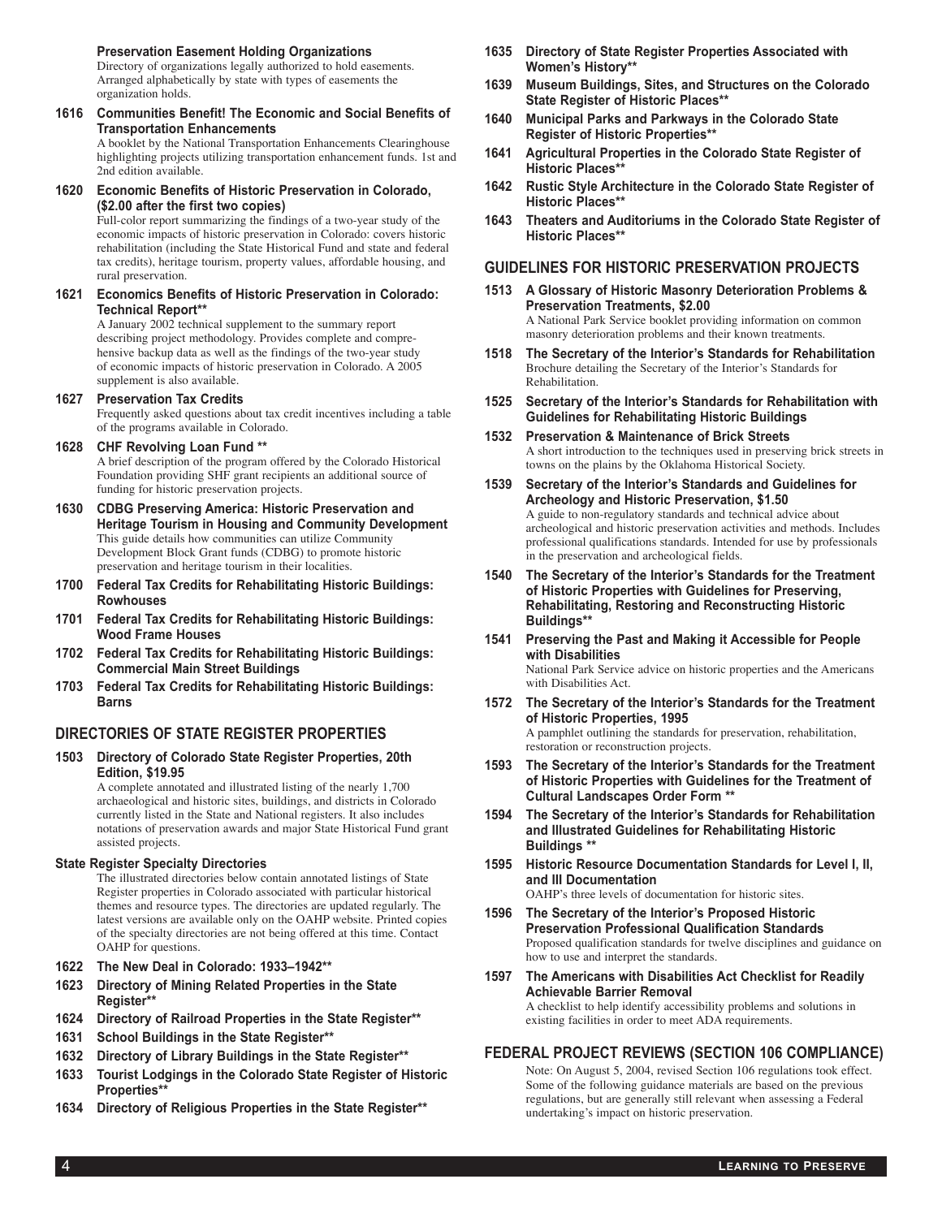**Preservation Easement Holding Organizations**
Directory of organizations legally authorized to hold easements. Arranged alphabetically by state with types of easements the organization holds.

**1616 Communities Benefit! The Economic and Social Benefits of Transportation Enhancements**
A booklet by the National Transportation Enhancements Clearinghouse highlighting projects utilizing transportation enhancement funds. 1st and 2nd edition available.

**1620 Economic Benefits of Historic Preservation in Colorado, ($2.00 after the first two copies)**
Full-color report summarizing the findings of a two-year study of the economic impacts of historic preservation in Colorado: covers historic rehabilitation (including the State Historical Fund and state and federal tax credits), heritage tourism, property values, affordable housing, and rural preservation.

**1621 Economics Benefits of Historic Preservation in Colorado: Technical Report****
A January 2002 technical supplement to the summary report describing project methodology. Provides complete and comprehensive backup data as well as the findings of the two-year study of economic impacts of historic preservation in Colorado. A 2005 supplement is also available.

**1627 Preservation Tax Credits**
Frequently asked questions about tax credit incentives including a table of the programs available in Colorado.

**1628 CHF Revolving Loan Fund ****
A brief description of the program offered by the Colorado Historical Foundation providing SHF grant recipients an additional source of funding for historic preservation projects.

**1630 CDBG Preserving America: Historic Preservation and Heritage Tourism in Housing and Community Development**
This guide details how communities can utilize Community Development Block Grant funds (CDBG) to promote historic preservation and heritage tourism in their localities.

**1700 Federal Tax Credits for Rehabilitating Historic Buildings: Rowhouses**

**1701 Federal Tax Credits for Rehabilitating Historic Buildings: Wood Frame Houses**

**1702 Federal Tax Credits for Rehabilitating Historic Buildings: Commercial Main Street Buildings**

**1703 Federal Tax Credits for Rehabilitating Historic Buildings: Barns**

## DIRECTORIES OF STATE REGISTER PROPERTIES

**1503 Directory of Colorado State Register Properties, 20th Edition, $19.95**
A complete annotated and illustrated listing of the nearly 1,700 archaeological and historic sites, buildings, and districts in Colorado currently listed in the State and National registers. It also includes notations of preservation awards and major State Historical Fund grant assisted projects.

**State Register Specialty Directories**
The illustrated directories below contain annotated listings of State Register properties in Colorado associated with particular historical themes and resource types. The directories are updated regularly. The latest versions are available only on the OAHP website. Printed copies of the specialty directories are not being offered at this time. Contact OAHP for questions.

**1622 The New Deal in Colorado: 1933–1942****

**1623 Directory of Mining Related Properties in the State Register****

**1624 Directory of Railroad Properties in the State Register****

**1631 School Buildings in the State Register****

**1632 Directory of Library Buildings in the State Register****

**1633 Tourist Lodgings in the Colorado State Register of Historic Properties****

**1634 Directory of Religious Properties in the State Register****

**1635 Directory of State Register Properties Associated with Women's History****

**1639 Museum Buildings, Sites, and Structures on the Colorado State Register of Historic Places****

**1640 Municipal Parks and Parkways in the Colorado State Register of Historic Properties****

**1641 Agricultural Properties in the Colorado State Register of Historic Places****

**1642 Rustic Style Architecture in the Colorado State Register of Historic Places****

**1643 Theaters and Auditoriums in the Colorado State Register of Historic Places****

## GUIDELINES FOR HISTORIC PRESERVATION PROJECTS

**1513 A Glossary of Historic Masonry Deterioration Problems & Preservation Treatments, $2.00**
A National Park Service booklet providing information on common masonry deterioration problems and their known treatments.

**1518 The Secretary of the Interior's Standards for Rehabilitation**
Brochure detailing the Secretary of the Interior's Standards for Rehabilitation.

**1525 Secretary of the Interior's Standards for Rehabilitation with Guidelines for Rehabilitating Historic Buildings**

**1532 Preservation & Maintenance of Brick Streets**
A short introduction to the techniques used in preserving brick streets in towns on the plains by the Oklahoma Historical Society.

**1539 Secretary of the Interior's Standards and Guidelines for Archeology and Historic Preservation, $1.50**
A guide to non-regulatory standards and technical advice about archeological and historic preservation activities and methods. Includes professional qualifications standards. Intended for use by professionals in the preservation and archeological fields.

**1540 The Secretary of the Interior's Standards for the Treatment of Historic Properties with Guidelines for Preserving, Rehabilitating, Restoring and Reconstructing Historic Buildings****

**1541 Preserving the Past and Making it Accessible for People with Disabilities**
National Park Service advice on historic properties and the Americans with Disabilities Act.

**1572 The Secretary of the Interior's Standards for the Treatment of Historic Properties, 1995**
A pamphlet outlining the standards for preservation, rehabilitation, restoration or reconstruction projects.

**1593 The Secretary of the Interior's Standards for the Treatment of Historic Properties with Guidelines for the Treatment of Cultural Landscapes Order Form ****

**1594 The Secretary of the Interior's Standards for Rehabilitation and Illustrated Guidelines for Rehabilitating Historic Buildings ****

**1595 Historic Resource Documentation Standards for Level I, II, and III Documentation**
OAHP's three levels of documentation for historic sites.

**1596 The Secretary of the Interior's Proposed Historic Preservation Professional Qualification Standards**
Proposed qualification standards for twelve disciplines and guidance on how to use and interpret the standards.

**1597 The Americans with Disabilities Act Checklist for Readily Achievable Barrier Removal**
A checklist to help identify accessibility problems and solutions in existing facilities in order to meet ADA requirements.

## FEDERAL PROJECT REVIEWS (SECTION 106 COMPLIANCE)

Note: On August 5, 2004, revised Section 106 regulations took effect. Some of the following guidance materials are based on the previous regulations, but are generally still relevant when assessing a Federal undertaking's impact on historic preservation.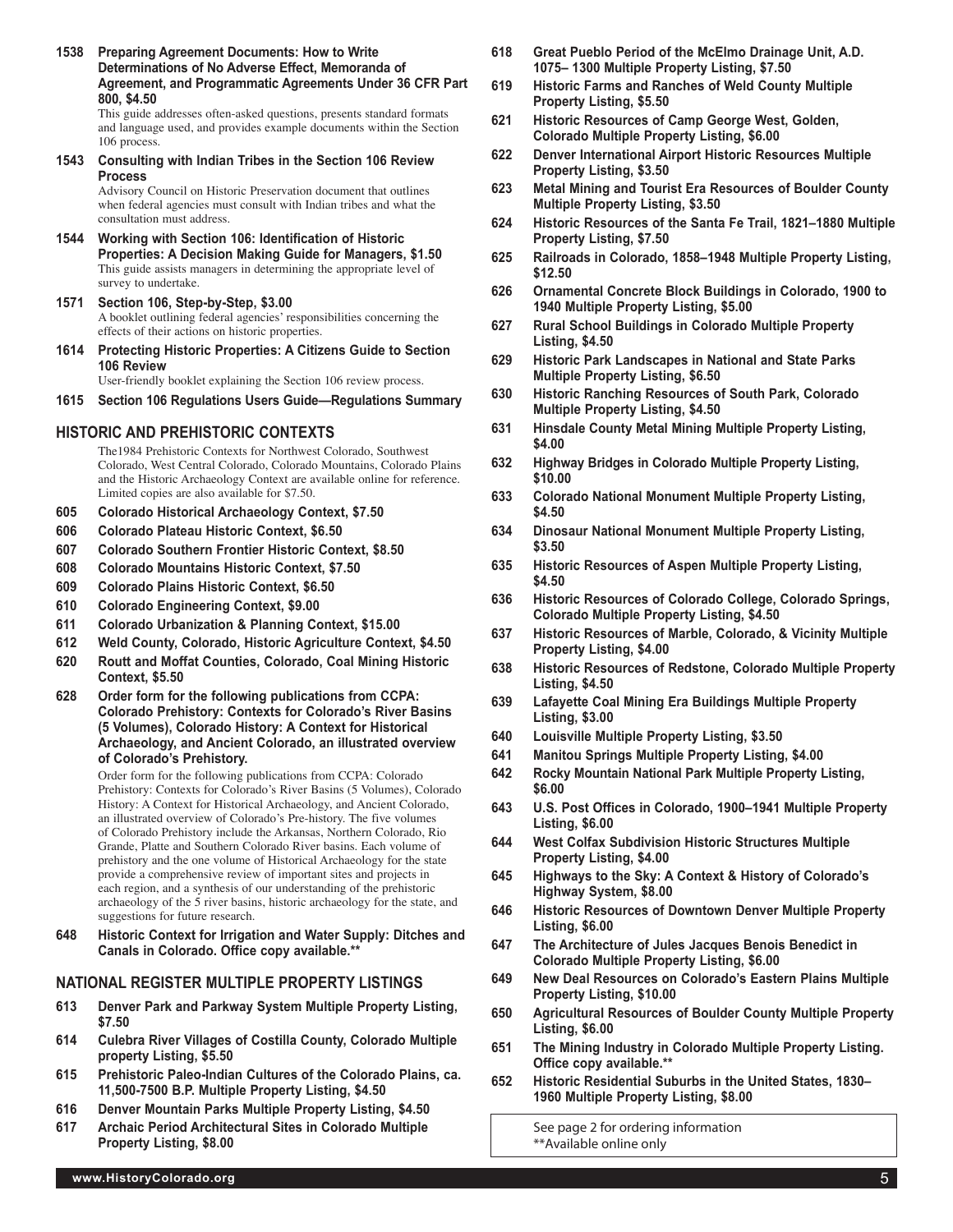**1538 Preparing Agreement Documents: How to Write Determinations of No Adverse Effect, Memoranda of Agreement, and Programmatic Agreements Under 36 CFR Part 800, $4.50**

This guide addresses often-asked questions, presents standard formats and language used, and provides example documents within the Section 106 process.

**1543 Consulting with Indian Tribes in the Section 106 Review Process**

Advisory Council on Historic Preservation document that outlines when federal agencies must consult with Indian tribes and what the consultation must address.

**1544 Working with Section 106: Identification of Historic Properties: A Decision Making Guide for Managers, $1.50**

This guide assists managers in determining the appropriate level of survey to undertake.

**1571 Section 106, Step-by-Step, $3.00**

A booklet outlining federal agencies' responsibilities concerning the effects of their actions on historic properties.

**1614 Protecting Historic Properties: A Citizens Guide to Section 106 Review**

User-friendly booklet explaining the Section 106 review process.

**1615 Section 106 Regulations Users Guide—Regulations Summary**

## HISTORIC AND PREHISTORIC CONTEXTS

The1984 Prehistoric Contexts for Northwest Colorado, Southwest Colorado, West Central Colorado, Colorado Mountains, Colorado Plains and the Historic Archaeology Context are available online for reference. Limited copies are also available for $7.50.

**605 Colorado Historical Archaeology Context, $7.50**

**606 Colorado Plateau Historic Context, $6.50**

**607 Colorado Southern Frontier Historic Context, $8.50**

**608 Colorado Mountains Historic Context, $7.50**

**609 Colorado Plains Historic Context, $6.50**

**610 Colorado Engineering Context, $9.00**

**611 Colorado Urbanization & Planning Context, $15.00**

**612 Weld County, Colorado, Historic Agriculture Context, $4.50**

**620 Routt and Moffat Counties, Colorado, Coal Mining Historic Context, $5.50**

**628 Order form for the following publications from CCPA: Colorado Prehistory: Contexts for Colorado's River Basins (5 Volumes), Colorado History: A Context for Historical Archaeology, and Ancient Colorado, an illustrated overview of Colorado's Prehistory.**

Order form for the following publications from CCPA: Colorado Prehistory: Contexts for Colorado's River Basins (5 Volumes), Colorado History: A Context for Historical Archaeology, and Ancient Colorado, an illustrated overview of Colorado's Pre-history. The five volumes of Colorado Prehistory include the Arkansas, Northern Colorado, Rio Grande, Platte and Southern Colorado River basins. Each volume of prehistory and the one volume of Historical Archaeology for the state provide a comprehensive review of important sites and projects in each region, and a synthesis of our understanding of the prehistoric archaeology of the 5 river basins, historic archaeology for the state, and suggestions for future research.

**648 Historic Context for Irrigation and Water Supply: Ditches and Canals in Colorado. Office copy available.****

## NATIONAL REGISTER MULTIPLE PROPERTY LISTINGS

**613 Denver Park and Parkway System Multiple Property Listing, $7.50**

**614 Culebra River Villages of Costilla County, Colorado Multiple property Listing, $5.50**

**615 Prehistoric Paleo-Indian Cultures of the Colorado Plains, ca. 11,500-7500 B.P. Multiple Property Listing, $4.50**

**616 Denver Mountain Parks Multiple Property Listing, $4.50**

**617 Archaic Period Architectural Sites in Colorado Multiple Property Listing, $8.00**

**618 Great Pueblo Period of the McElmo Drainage Unit, A.D. 1075– 1300 Multiple Property Listing, $7.50**

**619 Historic Farms and Ranches of Weld County Multiple Property Listing, $5.50**

**621 Historic Resources of Camp George West, Golden, Colorado Multiple Property Listing, $6.00**

**622 Denver International Airport Historic Resources Multiple Property Listing, $3.50**

**623 Metal Mining and Tourist Era Resources of Boulder County Multiple Property Listing, $3.50**

**624 Historic Resources of the Santa Fe Trail, 1821–1880 Multiple Property Listing, $7.50**

**625 Railroads in Colorado, 1858–1948 Multiple Property Listing, $12.50**

**626 Ornamental Concrete Block Buildings in Colorado, 1900 to 1940 Multiple Property Listing, $5.00**

**627 Rural School Buildings in Colorado Multiple Property Listing, $4.50**

**629 Historic Park Landscapes in National and State Parks Multiple Property Listing, $6.50**

**630 Historic Ranching Resources of South Park, Colorado Multiple Property Listing, $4.50**

**631 Hinsdale County Metal Mining Multiple Property Listing, $4.00**

**632 Highway Bridges in Colorado Multiple Property Listing, $10.00**

**633 Colorado National Monument Multiple Property Listing, $4.50**

**634 Dinosaur National Monument Multiple Property Listing, $3.50**

**635 Historic Resources of Aspen Multiple Property Listing, $4.50**

**636 Historic Resources of Colorado College, Colorado Springs, Colorado Multiple Property Listing, $4.50**

**637 Historic Resources of Marble, Colorado, & Vicinity Multiple Property Listing, $4.00**

**638 Historic Resources of Redstone, Colorado Multiple Property Listing, $4.50**

**639 Lafayette Coal Mining Era Buildings Multiple Property Listing, $3.00**

**640 Louisville Multiple Property Listing, $3.50**

**641 Manitou Springs Multiple Property Listing, $4.00**

**642 Rocky Mountain National Park Multiple Property Listing, $6.00**

**643 U.S. Post Offices in Colorado, 1900–1941 Multiple Property Listing, $6.00**

**644 West Colfax Subdivision Historic Structures Multiple Property Listing, $4.00**

**645 Highways to the Sky: A Context & History of Colorado's Highway System, $8.00**

**646 Historic Resources of Downtown Denver Multiple Property Listing, $6.00**

**647 The Architecture of Jules Jacques Benois Benedict in Colorado Multiple Property Listing, $6.00**

**649 New Deal Resources on Colorado's Eastern Plains Multiple Property Listing, $10.00**

**650 Agricultural Resources of Boulder County Multiple Property Listing, $6.00**

**651 The Mining Industry in Colorado Multiple Property Listing. Office copy available.****

**652 Historic Residential Suburbs in the United States, 1830–1960 Multiple Property Listing, $8.00**

See page 2 for ordering information
**Available online only

www.HistoryColorado.org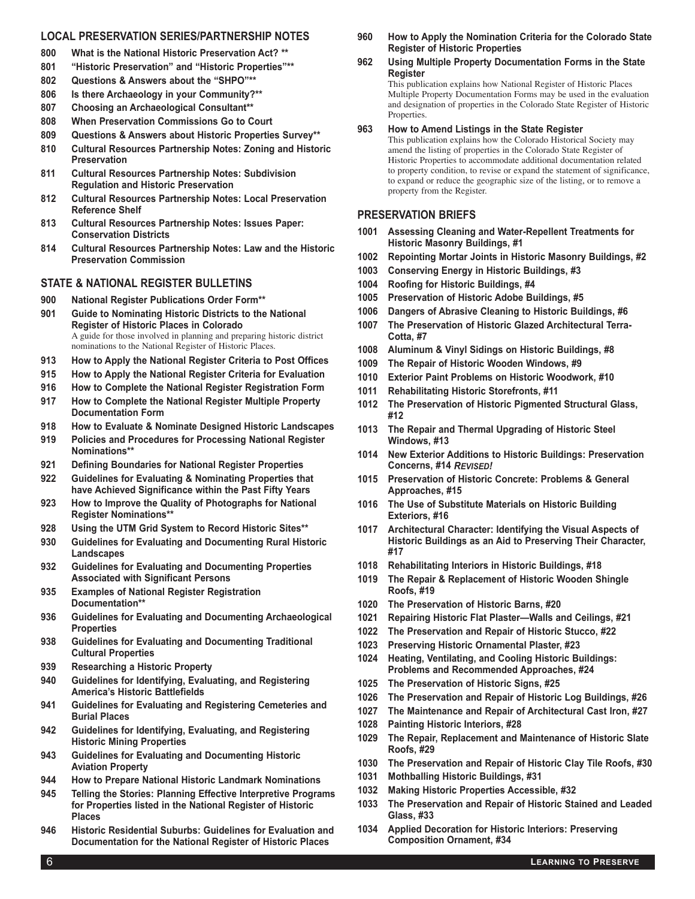## LOCAL PRESERVATION SERIES/PARTNERSHIP NOTES

**800 What is the National Historic Preservation Act? ****

**801 "Historic Preservation" and "Historic Properties"****

**802 Questions & Answers about the "SHPO"****

**806 Is there Archaeology in your Community?****

**807 Choosing an Archaeological Consultant****

**808 When Preservation Commissions Go to Court**

**809 Questions & Answers about Historic Properties Survey****

**810 Cultural Resources Partnership Notes: Zoning and Historic Preservation**

**811 Cultural Resources Partnership Notes: Subdivision Regulation and Historic Preservation**

**812 Cultural Resources Partnership Notes: Local Preservation Reference Shelf**

**813 Cultural Resources Partnership Notes: Issues Paper: Conservation Districts**

**814 Cultural Resources Partnership Notes: Law and the Historic Preservation Commission**

## STATE & NATIONAL REGISTER BULLETINS

**900 National Register Publications Order Form****

**901 Guide to Nominating Historic Districts to the National Register of Historic Places in Colorado**
A guide for those involved in planning and preparing historic district nominations to the National Register of Historic Places.

**913 How to Apply the National Register Criteria to Post Offices**

**915 How to Apply the National Register Criteria for Evaluation**

**916 How to Complete the National Register Registration Form**

**917 How to Complete the National Register Multiple Property Documentation Form**

**918 How to Evaluate & Nominate Designed Historic Landscapes**

**919 Policies and Procedures for Processing National Register Nominations****

**921 Defining Boundaries for National Register Properties**

**922 Guidelines for Evaluating & Nominating Properties that have Achieved Significance within the Past Fifty Years**

**923 How to Improve the Quality of Photographs for National Register Nominations****

**928 Using the UTM Grid System to Record Historic Sites****

**930 Guidelines for Evaluating and Documenting Rural Historic Landscapes**

**932 Guidelines for Evaluating and Documenting Properties Associated with Significant Persons**

**935 Examples of National Register Registration Documentation****

**936 Guidelines for Evaluating and Documenting Archaeological Properties**

**938 Guidelines for Evaluating and Documenting Traditional Cultural Properties**

**939 Researching a Historic Property**

**940 Guidelines for Identifying, Evaluating, and Registering America's Historic Battlefields**

**941 Guidelines for Evaluating and Registering Cemeteries and Burial Places**

**942 Guidelines for Identifying, Evaluating, and Registering Historic Mining Properties**

**943 Guidelines for Evaluating and Documenting Historic Aviation Property**

**944 How to Prepare National Historic Landmark Nominations**

**945 Telling the Stories: Planning Effective Interpretive Programs for Properties listed in the National Register of Historic Places**

**946 Historic Residential Suburbs: Guidelines for Evaluation and Documentation for the National Register of Historic Places**

**960 How to Apply the Nomination Criteria for the Colorado State Register of Historic Properties**

**962 Using Multiple Property Documentation Forms in the State Register**
This publication explains how National Register of Historic Places Multiple Property Documentation Forms may be used in the evaluation and designation of properties in the Colorado State Register of Historic Properties.

**963 How to Amend Listings in the State Register**
This publication explains how the Colorado Historical Society may amend the listing of properties in the Colorado State Register of Historic Properties to accommodate additional documentation related to property condition, to revise or expand the statement of significance, to expand or reduce the geographic size of the listing, or to remove a property from the Register.

## PRESERVATION BRIEFS

**1001 Assessing Cleaning and Water-Repellent Treatments for Historic Masonry Buildings, #1**

**1002 Repointing Mortar Joints in Historic Masonry Buildings, #2**

**1003 Conserving Energy in Historic Buildings, #3**

**1004 Roofing for Historic Buildings, #4**

**1005 Preservation of Historic Adobe Buildings, #5**

**1006 Dangers of Abrasive Cleaning to Historic Buildings, #6**

**1007 The Preservation of Historic Glazed Architectural Terra-Cotta, #7**

**1008 Aluminum & Vinyl Sidings on Historic Buildings, #8**

**1009 The Repair of Historic Wooden Windows, #9**

**1010 Exterior Paint Problems on Historic Woodwork, #10**

**1011 Rehabilitating Historic Storefronts, #11**

**1012 The Preservation of Historic Pigmented Structural Glass, #12**

**1013 The Repair and Thermal Upgrading of Historic Steel Windows, #13**

**1014 New Exterior Additions to Historic Buildings: Preservation Concerns, #14** ***REVISED!***

**1015 Preservation of Historic Concrete: Problems & General Approaches, #15**

**1016 The Use of Substitute Materials on Historic Building Exteriors, #16**

**1017 Architectural Character: Identifying the Visual Aspects of Historic Buildings as an Aid to Preserving Their Character, #17**

**1018 Rehabilitating Interiors in Historic Buildings, #18**

**1019 The Repair & Replacement of Historic Wooden Shingle Roofs, #19**

**1020 The Preservation of Historic Barns, #20**

**1021 Repairing Historic Flat Plaster—Walls and Ceilings, #21**

**1022 The Preservation and Repair of Historic Stucco, #22**

**1023 Preserving Historic Ornamental Plaster, #23**

**1024 Heating, Ventilating, and Cooling Historic Buildings: Problems and Recommended Approaches, #24**

**1025 The Preservation of Historic Signs, #25**

**1026 The Preservation and Repair of Historic Log Buildings, #26**

**1027 The Maintenance and Repair of Architectural Cast Iron, #27**

**1028 Painting Historic Interiors, #28**

**1029 The Repair, Replacement and Maintenance of Historic Slate Roofs, #29**

**1030 The Preservation and Repair of Historic Clay Tile Roofs, #30**

**1031 Mothballing Historic Buildings, #31**

**1032 Making Historic Properties Accessible, #32**

**1033 The Preservation and Repair of Historic Stained and Leaded Glass, #33**

**1034 Applied Decoration for Historic Interiors: Preserving Composition Ornament, #34**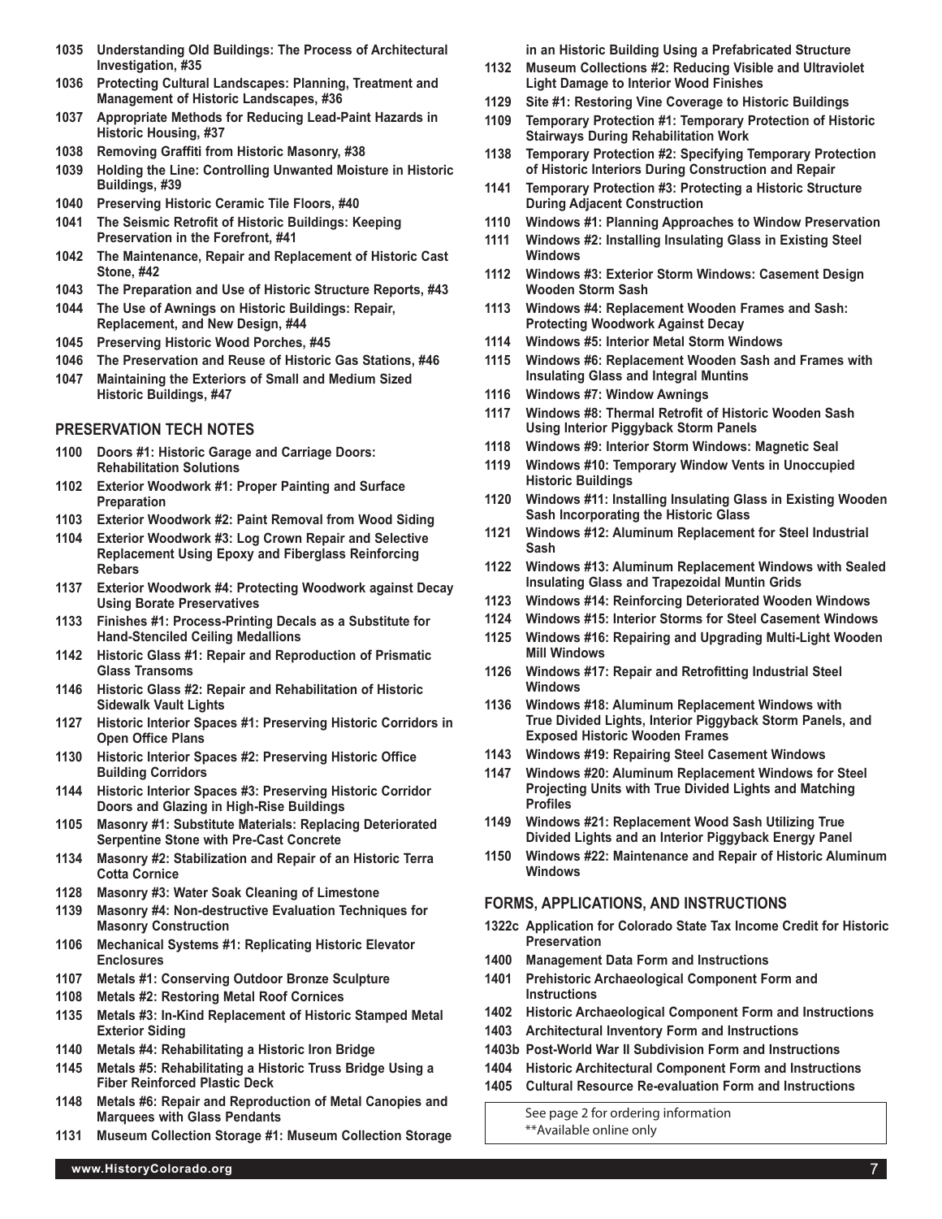- **1035 Understanding Old Buildings: The Process of Architectural Investigation, #35**
- **1036 Protecting Cultural Landscapes: Planning, Treatment and Management of Historic Landscapes, #36**
- **1037 Appropriate Methods for Reducing Lead-Paint Hazards in Historic Housing, #37**
- **1038 Removing Graffiti from Historic Masonry, #38**
- **1039 Holding the Line: Controlling Unwanted Moisture in Historic Buildings, #39**
- **1040 Preserving Historic Ceramic Tile Floors, #40**
- **1041 The Seismic Retrofit of Historic Buildings: Keeping Preservation in the Forefront, #41**
- **1042 The Maintenance, Repair and Replacement of Historic Cast Stone, #42**
- **1043 The Preparation and Use of Historic Structure Reports, #43**
- **1044 The Use of Awnings on Historic Buildings: Repair, Replacement, and New Design, #44**
- **1045 Preserving Historic Wood Porches, #45**
- **1046 The Preservation and Reuse of Historic Gas Stations, #46**
- **1047 Maintaining the Exteriors of Small and Medium Sized Historic Buildings, #47**

## PRESERVATION TECH NOTES

- **1100 Doors #1: Historic Garage and Carriage Doors: Rehabilitation Solutions**
- **1102 Exterior Woodwork #1: Proper Painting and Surface Preparation**
- **1103 Exterior Woodwork #2: Paint Removal from Wood Siding**
- **1104 Exterior Woodwork #3: Log Crown Repair and Selective Replacement Using Epoxy and Fiberglass Reinforcing Rebars**
- **1137 Exterior Woodwork #4: Protecting Woodwork against Decay Using Borate Preservatives**
- **1133 Finishes #1: Process-Printing Decals as a Substitute for Hand-Stenciled Ceiling Medallions**
- **1142 Historic Glass #1: Repair and Reproduction of Prismatic Glass Transoms**
- **1146 Historic Glass #2: Repair and Rehabilitation of Historic Sidewalk Vault Lights**
- **1127 Historic Interior Spaces #1: Preserving Historic Corridors in Open Office Plans**
- **1130 Historic Interior Spaces #2: Preserving Historic Office Building Corridors**
- **1144 Historic Interior Spaces #3: Preserving Historic Corridor Doors and Glazing in High-Rise Buildings**
- **1105 Masonry #1: Substitute Materials: Replacing Deteriorated Serpentine Stone with Pre-Cast Concrete**
- **1134 Masonry #2: Stabilization and Repair of an Historic Terra Cotta Cornice**
- **1128 Masonry #3: Water Soak Cleaning of Limestone**
- **1139 Masonry #4: Non-destructive Evaluation Techniques for Masonry Construction**
- **1106 Mechanical Systems #1: Replicating Historic Elevator Enclosures**
- **1107 Metals #1: Conserving Outdoor Bronze Sculpture**
- **1108 Metals #2: Restoring Metal Roof Cornices**
- **1135 Metals #3: In-Kind Replacement of Historic Stamped Metal Exterior Siding**
- **1140 Metals #4: Rehabilitating a Historic Iron Bridge**
- **1145 Metals #5: Rehabilitating a Historic Truss Bridge Using a Fiber Reinforced Plastic Deck**
- **1148 Metals #6: Repair and Reproduction of Metal Canopies and Marquees with Glass Pendants**
- **1131 Museum Collection Storage #1: Museum Collection Storage in an Historic Building Using a Prefabricated Structure**
- **1132 Museum Collections #2: Reducing Visible and Ultraviolet Light Damage to Interior Wood Finishes**
- **1129 Site #1: Restoring Vine Coverage to Historic Buildings**
- **1109 Temporary Protection #1: Temporary Protection of Historic Stairways During Rehabilitation Work**
- **1138 Temporary Protection #2: Specifying Temporary Protection of Historic Interiors During Construction and Repair**
- **1141 Temporary Protection #3: Protecting a Historic Structure During Adjacent Construction**
- **1110 Windows #1: Planning Approaches to Window Preservation**
- **1111 Windows #2: Installing Insulating Glass in Existing Steel Windows**
- **1112 Windows #3: Exterior Storm Windows: Casement Design Wooden Storm Sash**
- **1113 Windows #4: Replacement Wooden Frames and Sash: Protecting Woodwork Against Decay**
- **1114 Windows #5: Interior Metal Storm Windows**
- **1115 Windows #6: Replacement Wooden Sash and Frames with Insulating Glass and Integral Muntins**
- **1116 Windows #7: Window Awnings**
- **1117 Windows #8: Thermal Retrofit of Historic Wooden Sash Using Interior Piggyback Storm Panels**
- **1118 Windows #9: Interior Storm Windows: Magnetic Seal**
- **1119 Windows #10: Temporary Window Vents in Unoccupied Historic Buildings**
- **1120 Windows #11: Installing Insulating Glass in Existing Wooden Sash Incorporating the Historic Glass**
- **1121 Windows #12: Aluminum Replacement for Steel Industrial Sash**
- **1122 Windows #13: Aluminum Replacement Windows with Sealed Insulating Glass and Trapezoidal Muntin Grids**
- **1123 Windows #14: Reinforcing Deteriorated Wooden Windows**
- **1124 Windows #15: Interior Storms for Steel Casement Windows**
- **1125 Windows #16: Repairing and Upgrading Multi-Light Wooden Mill Windows**
- **1126 Windows #17: Repair and Retrofitting Industrial Steel Windows**
- **1136 Windows #18: Aluminum Replacement Windows with True Divided Lights, Interior Piggyback Storm Panels, and Exposed Historic Wooden Frames**
- **1143 Windows #19: Repairing Steel Casement Windows**
- **1147 Windows #20: Aluminum Replacement Windows for Steel Projecting Units with True Divided Lights and Matching Profiles**
- **1149 Windows #21: Replacement Wood Sash Utilizing True Divided Lights and an Interior Piggyback Energy Panel**
- **1150 Windows #22: Maintenance and Repair of Historic Aluminum Windows**

## FORMS, APPLICATIONS, AND INSTRUCTIONS

- **1322c Application for Colorado State Tax Income Credit for Historic Preservation**
- **1400 Management Data Form and Instructions**
- **1401 Prehistoric Archaeological Component Form and Instructions**
- **1402 Historic Archaeological Component Form and Instructions**
- **1403 Architectural Inventory Form and Instructions**
- **1403b Post-World War II Subdivision Form and Instructions**
- **1404 Historic Architectural Component Form and Instructions**
- **1405 Cultural Resource Re-evaluation Form and Instructions**

See page 2 for ordering information
**Available online only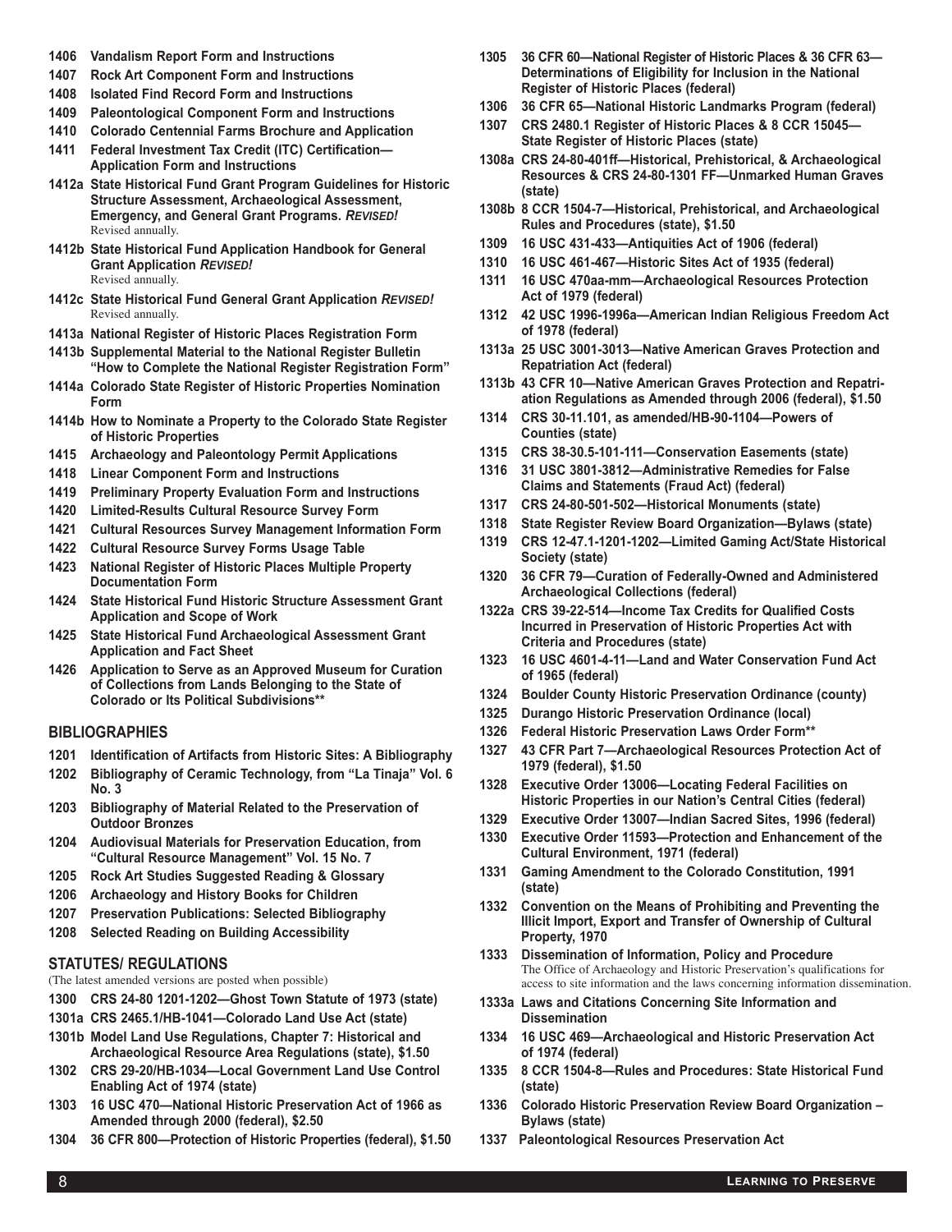**1406 Vandalism Report Form and Instructions**

**1407 Rock Art Component Form and Instructions**

**1408 Isolated Find Record Form and Instructions**

**1409 Paleontological Component Form and Instructions**

**1410 Colorado Centennial Farms Brochure and Application**

**1411 Federal Investment Tax Credit (ITC) Certification—Application Form and Instructions**

**1412a State Historical Fund Grant Program Guidelines for Historic Structure Assessment, Archaeological Assessment, Emergency, and General Grant Programs. *REVISED!*** Revised annually.

**1412b State Historical Fund Application Handbook for General Grant Application *REVISED!*** Revised annually.

**1412c State Historical Fund General Grant Application *REVISED!*** Revised annually.

**1413a National Register of Historic Places Registration Form**

**1413b Supplemental Material to the National Register Bulletin "How to Complete the National Register Registration Form"**

**1414a Colorado State Register of Historic Properties Nomination Form**

**1414b How to Nominate a Property to the Colorado State Register of Historic Properties**

**1415 Archaeology and Paleontology Permit Applications**

**1418 Linear Component Form and Instructions**

**1419 Preliminary Property Evaluation Form and Instructions**

**1420 Limited-Results Cultural Resource Survey Form**

**1421 Cultural Resources Survey Management Information Form**

**1422 Cultural Resource Survey Forms Usage Table**

**1423 National Register of Historic Places Multiple Property Documentation Form**

**1424 State Historical Fund Historic Structure Assessment Grant Application and Scope of Work**

**1425 State Historical Fund Archaeological Assessment Grant Application and Fact Sheet**

**1426 Application to Serve as an Approved Museum for Curation of Collections from Lands Belonging to the State of Colorado or Its Political Subdivisions****

## BIBLIOGRAPHIES

**1201 Identification of Artifacts from Historic Sites: A Bibliography**

**1202 Bibliography of Ceramic Technology, from "La Tinaja" Vol. 6 No. 3**

**1203 Bibliography of Material Related to the Preservation of Outdoor Bronzes**

**1204 Audiovisual Materials for Preservation Education, from "Cultural Resource Management" Vol. 15 No. 7**

**1205 Rock Art Studies Suggested Reading & Glossary**

**1206 Archaeology and History Books for Children**

**1207 Preservation Publications: Selected Bibliography**

**1208 Selected Reading on Building Accessibility**

## STATUTES/ REGULATIONS

(The latest amended versions are posted when possible)

**1300 CRS 24-80 1201-1202—Ghost Town Statute of 1973 (state)**

**1301a CRS 2465.1/HB-1041—Colorado Land Use Act (state)**

**1301b Model Land Use Regulations, Chapter 7: Historical and Archaeological Resource Area Regulations (state), $1.50**

**1302 CRS 29-20/HB-1034—Local Government Land Use Control Enabling Act of 1974 (state)**

**1303 16 USC 470—National Historic Preservation Act of 1966 as Amended through 2000 (federal), $2.50**

**1304 36 CFR 800—Protection of Historic Properties (federal), $1.50**

**1305 36 CFR 60—National Register of Historic Places & 36 CFR 63—Determinations of Eligibility for Inclusion in the National Register of Historic Places (federal)**

**1306 36 CFR 65—National Historic Landmarks Program (federal)**

**1307 CRS 2480.1 Register of Historic Places & 8 CCR 15045—State Register of Historic Places (state)**

**1308a CRS 24-80-401ff—Historical, Prehistorical, & Archaeological Resources & CRS 24-80-1301 FF—Unmarked Human Graves (state)**

**1308b 8 CCR 1504-7—Historical, Prehistorical, and Archaeological Rules and Procedures (state), $1.50**

**1309 16 USC 431-433—Antiquities Act of 1906 (federal)**

**1310 16 USC 461-467—Historic Sites Act of 1935 (federal)**

**1311 16 USC 470aa-mm—Archaeological Resources Protection Act of 1979 (federal)**

**1312 42 USC 1996-1996a—American Indian Religious Freedom Act of 1978 (federal)**

**1313a 25 USC 3001-3013—Native American Graves Protection and Repatriation Act (federal)**

**1313b 43 CFR 10—Native American Graves Protection and Repatriation Regulations as Amended through 2006 (federal), $1.50**

**1314 CRS 30-11.101, as amended/HB-90-1104—Powers of Counties (state)**

**1315 CRS 38-30.5-101-111—Conservation Easements (state)**

**1316 31 USC 3801-3812—Administrative Remedies for False Claims and Statements (Fraud Act) (federal)**

**1317 CRS 24-80-501-502—Historical Monuments (state)**

**1318 State Register Review Board Organization—Bylaws (state)**

**1319 CRS 12-47.1-1201-1202—Limited Gaming Act/State Historical Society (state)**

**1320 36 CFR 79—Curation of Federally-Owned and Administered Archaeological Collections (federal)**

**1322a CRS 39-22-514—Income Tax Credits for Qualified Costs Incurred in Preservation of Historic Properties Act with Criteria and Procedures (state)**

**1323 16 USC 4601-4-11—Land and Water Conservation Fund Act of 1965 (federal)**

**1324 Boulder County Historic Preservation Ordinance (county)**

**1325 Durango Historic Preservation Ordinance (local)**

**1326 Federal Historic Preservation Laws Order Form****

**1327 43 CFR Part 7—Archaeological Resources Protection Act of 1979 (federal), $1.50**

**1328 Executive Order 13006—Locating Federal Facilities on Historic Properties in our Nation's Central Cities (federal)**

**1329 Executive Order 13007—Indian Sacred Sites, 1996 (federal)**

**1330 Executive Order 11593—Protection and Enhancement of the Cultural Environment, 1971 (federal)**

**1331 Gaming Amendment to the Colorado Constitution, 1991 (state)**

**1332 Convention on the Means of Prohibiting and Preventing the Illicit Import, Export and Transfer of Ownership of Cultural Property, 1970**

**1333 Dissemination of Information, Policy and Procedure** The Office of Archaeology and Historic Preservation's qualifications for access to site information and the laws concerning information dissemination.

**1333a Laws and Citations Concerning Site Information and Dissemination**

**1334 16 USC 469—Archaeological and Historic Preservation Act of 1974 (federal)**

**1335 8 CCR 1504-8—Rules and Procedures: State Historical Fund (state)**

**1336 Colorado Historic Preservation Review Board Organization – Bylaws (state)**

**1337 Paleontological Resources Preservation Act**